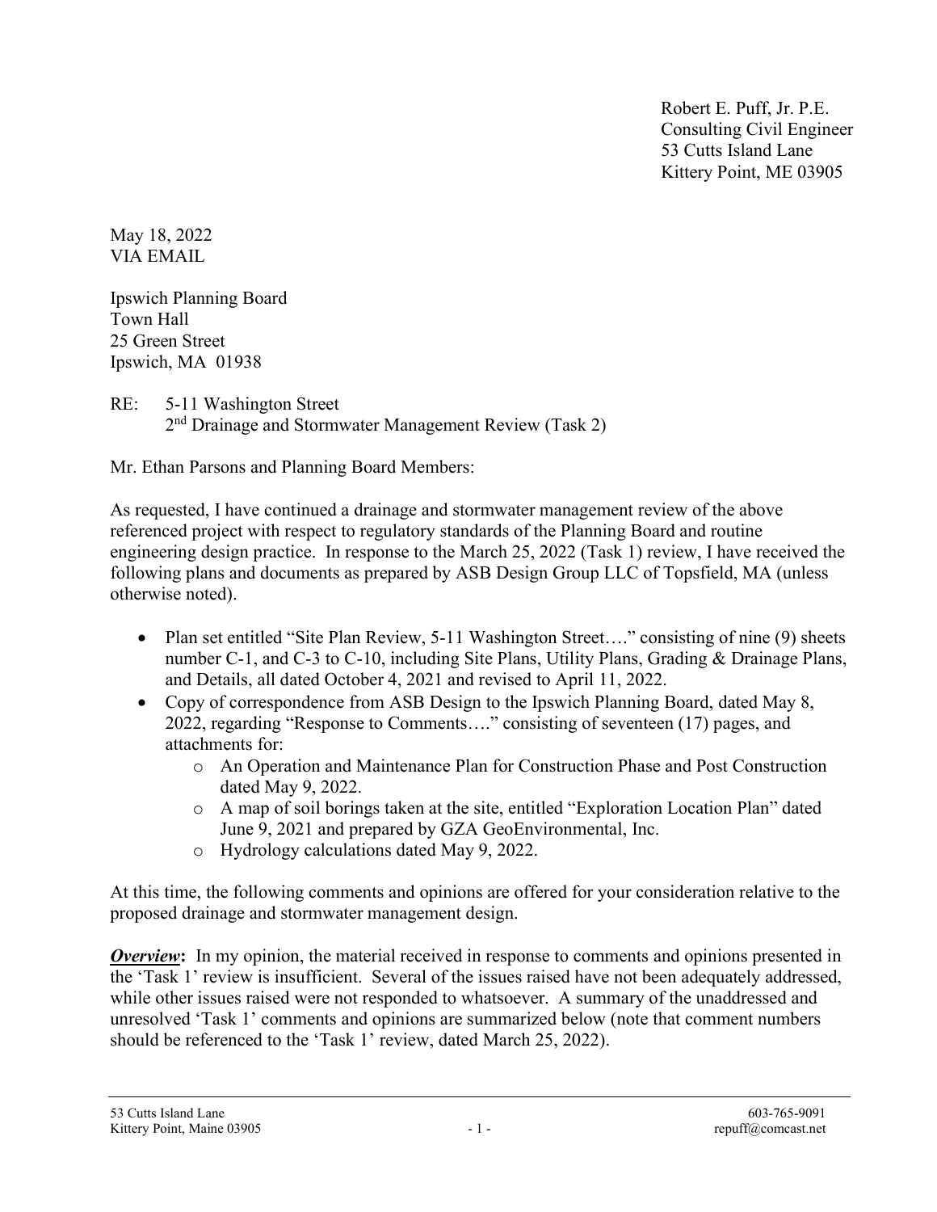Robert E. Puff, Jr. P.E.
Consulting Civil Engineer
53 Cutts Island Lane
Kittery Point, ME 03905

May 18, 2022
VIA EMAIL

Ipswich Planning Board
Town Hall
25 Green Street
Ipswich, MA 01938

RE: 5-11 Washington Street
2nd Drainage and Stormwater Management Review (Task 2)

Mr. Ethan Parsons and Planning Board Members:

As requested, I have continued a drainage and stormwater management review of the above referenced project with respect to regulatory standards of the Planning Board and routine engineering design practice. In response to the March 25, 2022 (Task 1) review, I have received the following plans and documents as prepared by ASB Design Group LLC of Topsfield, MA (unless otherwise noted).

- Plan set entitled "Site Plan Review, 5-11 Washington Street…." consisting of nine (9) sheets number C-1, and C-3 to C-10, including Site Plans, Utility Plans, Grading & Drainage Plans, and Details, all dated October 4, 2021 and revised to April 11, 2022.
- Copy of correspondence from ASB Design to the Ipswich Planning Board, dated May 8, 2022, regarding "Response to Comments…." consisting of seventeen (17) pages, and attachments for:
  - An Operation and Maintenance Plan for Construction Phase and Post Construction dated May 9, 2022.
  - A map of soil borings taken at the site, entitled "Exploration Location Plan" dated June 9, 2021 and prepared by GZA GeoEnvironmental, Inc.
  - Hydrology calculations dated May 9, 2022.

At this time, the following comments and opinions are offered for your consideration relative to the proposed drainage and stormwater management design.

***Overview*:** In my opinion, the material received in response to comments and opinions presented in the 'Task 1' review is insufficient. Several of the issues raised have not been adequately addressed, while other issues raised were not responded to whatsoever. A summary of the unaddressed and unresolved 'Task 1' comments and opinions are summarized below (note that comment numbers should be referenced to the 'Task 1' review, dated March 25, 2022).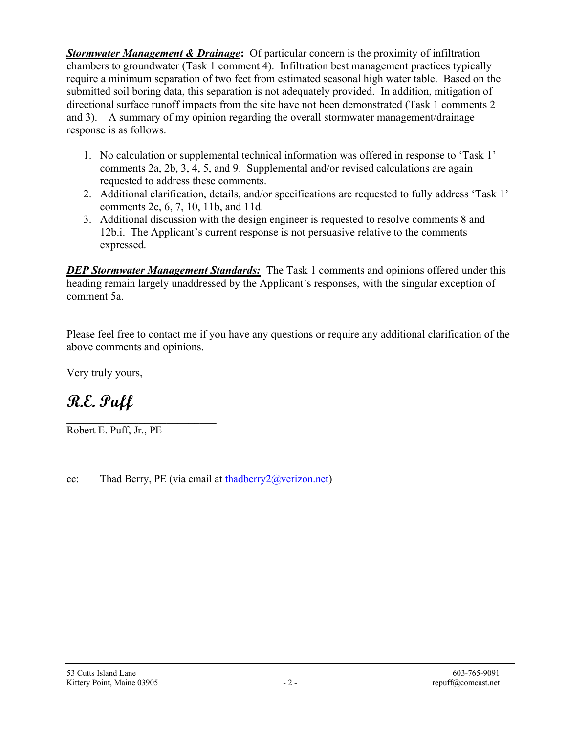***Stormwater Management & Drainage*:** Of particular concern is the proximity of infiltration chambers to groundwater (Task 1 comment 4). Infiltration best management practices typically require a minimum separation of two feet from estimated seasonal high water table. Based on the submitted soil boring data, this separation is not adequately provided. In addition, mitigation of directional surface runoff impacts from the site have not been demonstrated (Task 1 comments 2 and 3). A summary of my opinion regarding the overall stormwater management/drainage response is as follows.

1. No calculation or supplemental technical information was offered in response to 'Task 1' comments 2a, 2b, 3, 4, 5, and 9. Supplemental and/or revised calculations are again requested to address these comments.
2. Additional clarification, details, and/or specifications are requested to fully address 'Task 1' comments 2c, 6, 7, 10, 11b, and 11d.
3. Additional discussion with the design engineer is requested to resolve comments 8 and 12b.i. The Applicant's current response is not persuasive relative to the comments expressed.

***DEP Stormwater Management Standards:*** The Task 1 comments and opinions offered under this heading remain largely unaddressed by the Applicant's responses, with the singular exception of comment 5a.

Please feel free to contact me if you have any questions or require any additional clarification of the above comments and opinions.

Very truly yours,

*R.E. Puff*

Robert E. Puff, Jr., PE

cc: Thad Berry, PE (via email at thadberry2@verizon.net)

53 Cutts Island Lane
Kittery Point, Maine 03905

603-765-9091
repuff@comcast.net